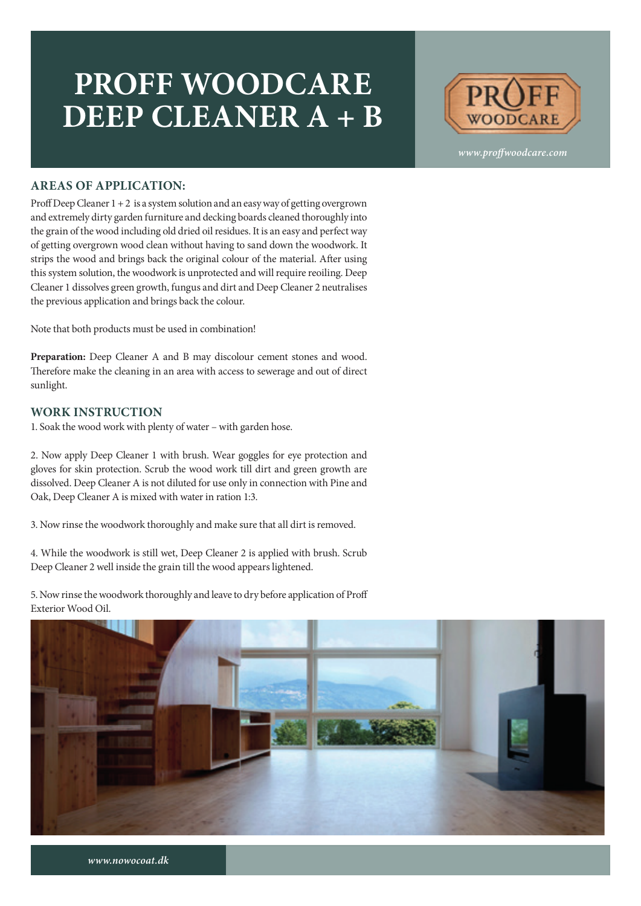# PROFF WOODCARE DEEP CLEANER A + B

*www.proffwoodcare.com*

## AREAS OF APPLICATION:

Proff Deep Cleaner 1 + 2 is a system solution and an easy way of getting overgrown and extremely dirty garden furniture and decking boards cleaned thoroughly into the grain of the wood including old dried oil residues. It is an easy and perfect way of getting overgrown wood clean without having to sand down the woodwork. It strips the wood and brings back the original colour of the material. After using this system solution, the woodwork is unprotected and will require reoiling. Deep Cleaner 1 dissolves green growth, fungus and dirt and Deep Cleaner 2 neutralises the previous application and brings back the colour.

Note that both products must be used in combination!

**Preparation:** Deep Cleaner A and B may discolour cement stones and wood. Therefore make the cleaning in an area with access to sewerage and out of direct sunlight.

## WORK INSTRUCTION

1. Soak the wood work with plenty of water – with garden hose.

2. Now apply Deep Cleaner 1 with brush. Wear goggles for eye protection and gloves for skin protection. Scrub the wood work till dirt and green growth are dissolved. Deep Cleaner A is not diluted for use only in connection with Pine and Oak, Deep Cleaner A is mixed with water in ration 1:3.

3. Now rinse the woodwork thoroughly and make sure that all dirt is removed.

4. While the woodwork is still wet, Deep Cleaner 2 is applied with brush. Scrub Deep Cleaner 2 well inside the grain till the wood appears lightened.

5. Now rinse the woodwork thoroughly and leave to dry before application of Proff Exterior Wood Oil.

*www.nowocoat.dk*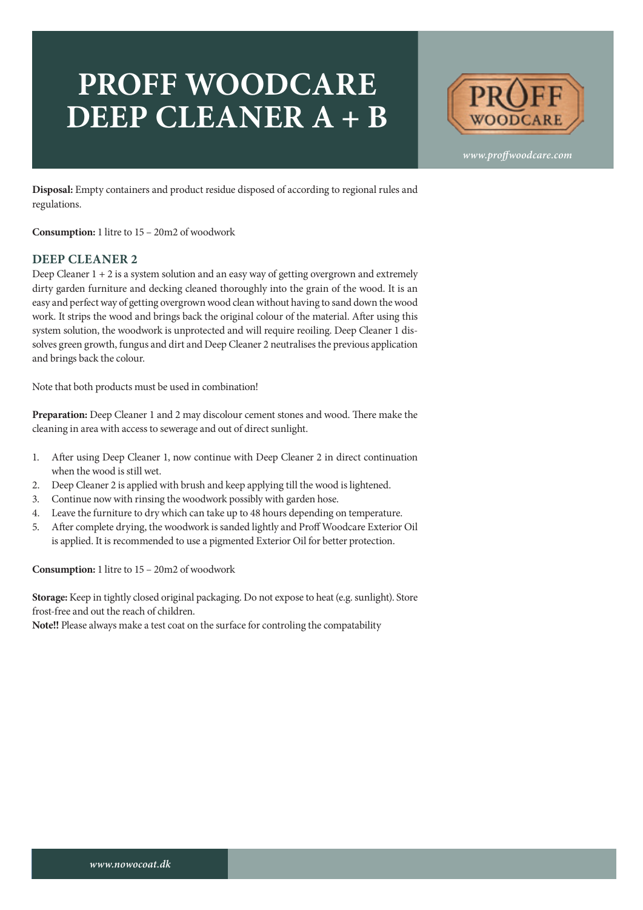# PROFF WOODCARE DEEP CLEANER A + B

*www.proffwoodcare.com*

**Disposal:** Empty containers and product residue disposed of according to regional rules and regulations.

**Consumption:** 1 litre to 15 – 20m2 of woodwork

## DEEP CLEANER 2

Deep Cleaner 1 + 2 is a system solution and an easy way of getting overgrown and extremely dirty garden furniture and decking cleaned thoroughly into the grain of the wood. It is an easy and perfect way of getting overgrown wood clean without having to sand down the wood work. It strips the wood and brings back the original colour of the material. After using this system solution, the woodwork is unprotected and will require reoiling. Deep Cleaner 1 dissolves green growth, fungus and dirt and Deep Cleaner 2 neutralises the previous application and brings back the colour.

Note that both products must be used in combination!

**Preparation:** Deep Cleaner 1 and 2 may discolour cement stones and wood. There make the cleaning in area with access to sewerage and out of direct sunlight.

1. After using Deep Cleaner 1, now continue with Deep Cleaner 2 in direct continuation when the wood is still wet.
2. Deep Cleaner 2 is applied with brush and keep applying till the wood is lightened.
3. Continue now with rinsing the woodwork possibly with garden hose.
4. Leave the furniture to dry which can take up to 48 hours depending on temperature.
5. After complete drying, the woodwork is sanded lightly and Proff Woodcare Exterior Oil is applied. It is recommended to use a pigmented Exterior Oil for better protection.

**Consumption:** 1 litre to 15 – 20m2 of woodwork

**Storage:** Keep in tightly closed original packaging. Do not expose to heat (e.g. sunlight). Store frost-free and out the reach of children.
**Note!!** Please always make a test coat on the surface for controling the compatability